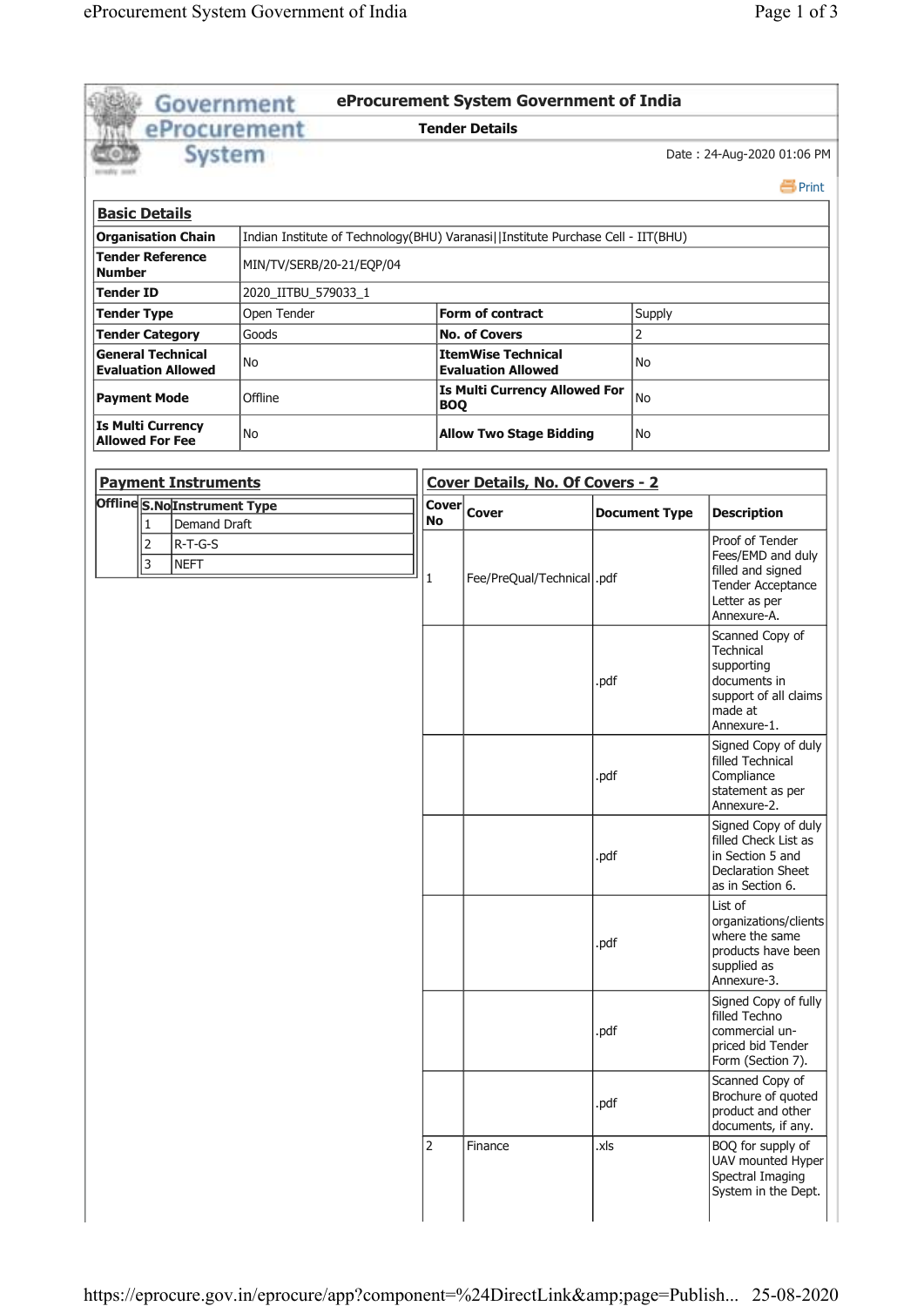# eProcurement System Government of India

## Tender Details

Date : 24-Aug-2020 01:06 PM

### Basic Details

| | | | |
|---|---|---|---|
| **Organisation Chain** | Indian Institute of Technology(BHU) Varanasi\|\|Institute Purchase Cell - IIT(BHU) | | |
| **Tender Reference Number** | MIN/TV/SERB/20-21/EQP/04 | | |
| **Tender ID** | 2020_IITBU_579033_1 | | |
| **Tender Type** | Open Tender | **Form of contract** | Supply |
| **Tender Category** | Goods | **No. of Covers** | 2 |
| **General Technical Evaluation Allowed** | No | **ItemWise Technical Evaluation Allowed** | No |
| **Payment Mode** | Offline | **Is Multi Currency Allowed For BOQ** | No |
| **Is Multi Currency Allowed For Fee** | No | **Allow Two Stage Bidding** | No |

### Payment Instruments

| Offline | S.No | Instrument Type |
|---|---|---|
| | 1 | Demand Draft |
| | 2 | R-T-G-S |
| | 3 | NEFT |

### Cover Details, No. Of Covers - 2

| Cover No | Cover | Document Type | Description |
|---|---|---|---|
| 1 | Fee/PreQual/Technical | .pdf | Proof of Tender Fees/EMD and duly filled and signed Tender Acceptance Letter as per Annexure-A. |
| | | .pdf | Scanned Copy of Technical supporting documents in support of all claims made at Annexure-1. |
| | | .pdf | Signed Copy of duly filled Technical Compliance statement as per Annexure-2. |
| | | .pdf | Signed Copy of duly filled Check List as in Section 5 and Declaration Sheet as in Section 6. |
| | | .pdf | List of organizations/clients where the same products have been supplied as Annexure-3. |
| | | .pdf | Signed Copy of fully filled Techno commercial un-priced bid Tender Form (Section 7). |
| | | .pdf | Scanned Copy of Brochure of quoted product and other documents, if any. |
| 2 | Finance | .xls | BOQ for supply of UAV mounted Hyper Spectral Imaging System in the Dept. |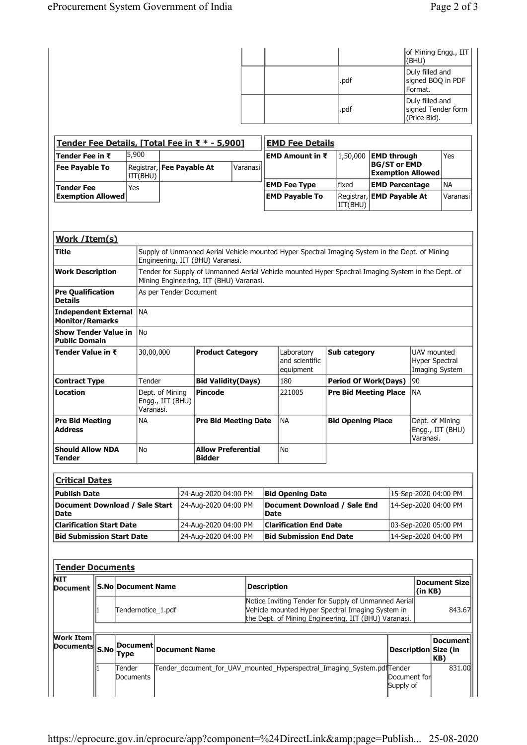| | | | |
|---|---|---|---|
| | | | of Mining Engg., IIT (BHU) |
| | | .pdf | Duly filled and signed BOQ in PDF Format. |
| | | .pdf | Duly filled and signed Tender form (Price Bid). |

| Tender Fee Details, [Total Fee in ₹ * - 5,900] | | | |
|---|---|---|---|
| Tender Fee in ₹ | 5,900 | | |
| Fee Payable To | Registrar, IIT(BHU) | Fee Payable At | Varanasi |
| Tender Fee Exemption Allowed | Yes | | |

| EMD Fee Details | | | |
|---|---|---|---|
| EMD Amount in ₹ | 1,50,000 | EMD through BG/ST or EMD Exemption Allowed | Yes |
| EMD Fee Type | fixed | EMD Percentage | NA |
| EMD Payable To | Registrar, IIT(BHU) | EMD Payable At | Varanasi |

| Work /Item(s) | | | | | |
|---|---|---|---|---|---|
| Title | Supply of Unmanned Aerial Vehicle mounted Hyper Spectral Imaging System in the Dept. of Mining Engineering, IIT (BHU) Varanasi. | | | | |
| Work Description | Tender for Supply of Unmanned Aerial Vehicle mounted Hyper Spectral Imaging System in the Dept. of Mining Engineering, IIT (BHU) Varanasi. | | | | |
| Pre Qualification Details | As per Tender Document | | | | |
| Independent External Monitor/Remarks | NA | | | | |
| Show Tender Value in Public Domain | No | | | | |
| Tender Value in ₹ | 30,00,000 | Product Category | Laboratory and scientific equipment | Sub category | UAV mounted Hyper Spectral Imaging System |
| Contract Type | Tender | Bid Validity(Days) | 180 | Period Of Work(Days) | 90 |
| Location | Dept. of Mining Engg., IIT (BHU) Varanasi. | Pincode | 221005 | Pre Bid Meeting Place | NA |
| Pre Bid Meeting Address | NA | Pre Bid Meeting Date | NA | Bid Opening Place | Dept. of Mining Engg., IIT (BHU) Varanasi. |
| Should Allow NDA Tender | No | Allow Preferential Bidder | No | | |

| Critical Dates | | | |
|---|---|---|---|
| Publish Date | 24-Aug-2020 04:00 PM | Bid Opening Date | 15-Sep-2020 04:00 PM |
| Document Download / Sale Start Date | 24-Aug-2020 04:00 PM | Document Download / Sale End Date | 14-Sep-2020 04:00 PM |
| Clarification Start Date | 24-Aug-2020 04:00 PM | Clarification End Date | 03-Sep-2020 05:00 PM |
| Bid Submission Start Date | 24-Aug-2020 04:00 PM | Bid Submission End Date | 14-Sep-2020 04:00 PM |

**Tender Documents**

| NIT Document | S.No | Document Name | Description | Document Size (in KB) |
|---|---|---|---|---|
| | 1 | Tendernotice_1.pdf | Notice Inviting Tender for Supply of Unmanned Aerial Vehicle mounted Hyper Spectral Imaging System in the Dept. of Mining Engineering, IIT (BHU) Varanasi. | 843.67 |

| Work Item Documents | S.No | Document Type | Document Name | Description | Document Size (in KB) |
|---|---|---|---|---|---|
| | 1 | Tender Documents | Tender_document_for_UAV_mounted_Hyperspectral_Imaging_System.pdf | Tender Document for Supply of | 831.00 |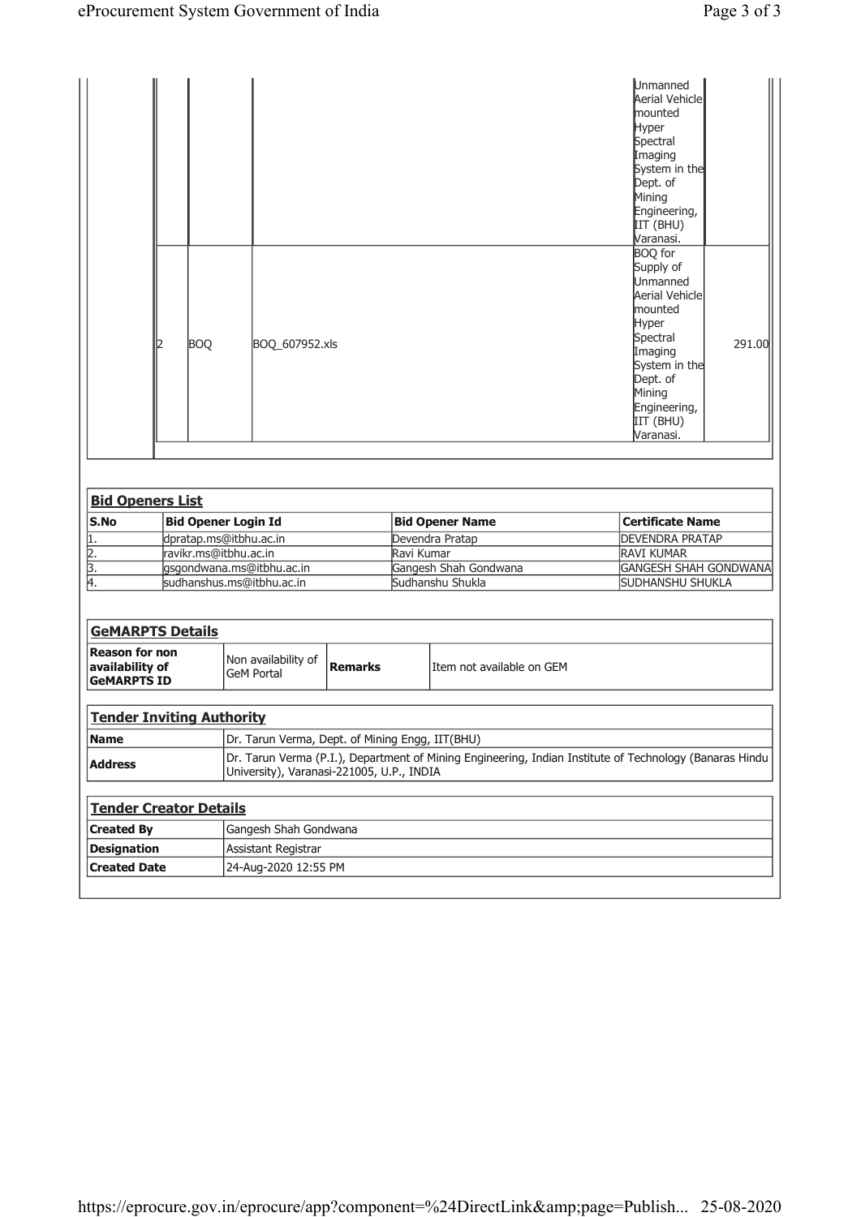| | | | | |
|---|---|---|---|---|
| | | | Unmanned Aerial Vehicle mounted Hyper Spectral Imaging System in the Dept. of Mining Engineering, IIT (BHU) Varanasi. | |
| 2 | BOQ | BOQ_607952.xls | BOQ for Supply of Unmanned Aerial Vehicle mounted Hyper Spectral Imaging System in the Dept. of Mining Engineering, IIT (BHU) Varanasi. | 291.00 |

## Bid Openers List

| S.No | Bid Opener Login Id | Bid Opener Name | Certificate Name |
|---|---|---|---|
| 1. | dpratap.ms@itbhu.ac.in | Devendra Pratap | DEVENDRA PRATAP |
| 2. | ravikr.ms@itbhu.ac.in | Ravi Kumar | RAVI KUMAR |
| 3. | gsgondwana.ms@itbhu.ac.in | Gangesh Shah Gondwana | GANGESH SHAH GONDWANA |
| 4. | sudhanshus.ms@itbhu.ac.in | Sudhanshu Shukla | SUDHANSHU SHUKLA |

## GeMARPTS Details

| | | | |
|---|---|---|---|
| **Reason for non availability of GeMARPTS ID** | Non availability of GeM Portal | **Remarks** | Item not available on GEM |

## Tender Inviting Authority

| | |
|---|---|
| **Name** | Dr. Tarun Verma, Dept. of Mining Engg, IIT(BHU) |
| **Address** | Dr. Tarun Verma (P.I.), Department of Mining Engineering, Indian Institute of Technology (Banaras Hindu University), Varanasi-221005, U.P., INDIA |

## Tender Creator Details

| | |
|---|---|
| **Created By** | Gangesh Shah Gondwana |
| **Designation** | Assistant Registrar |
| **Created Date** | 24-Aug-2020 12:55 PM |